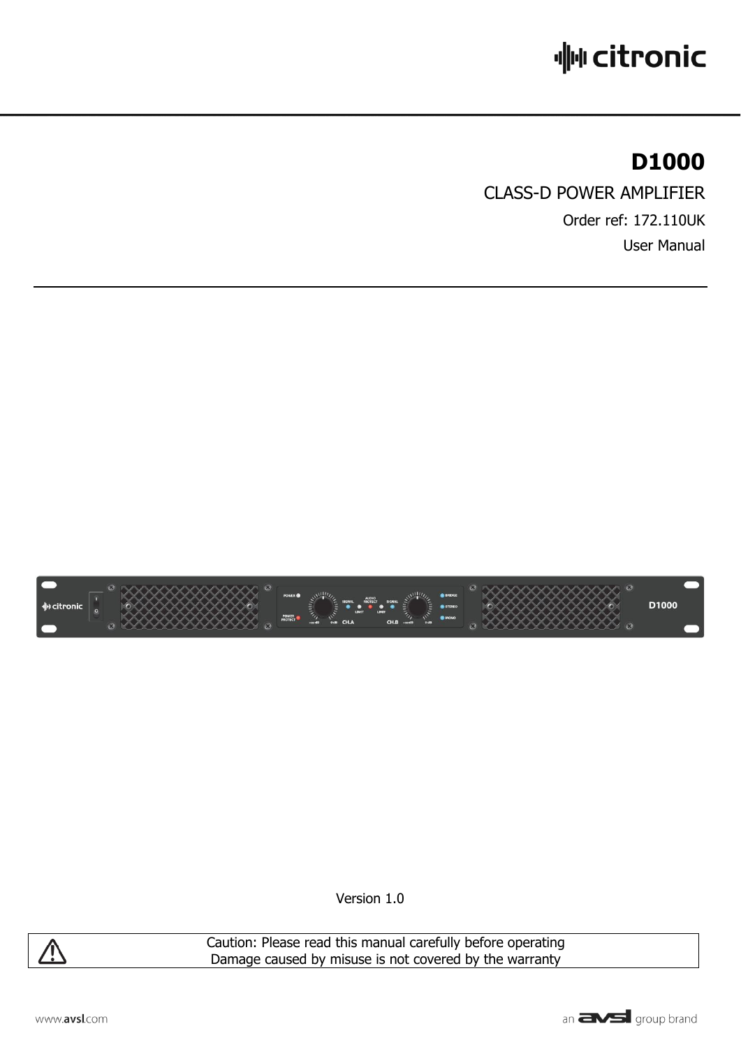# D1000

CLASS-D POWER AMPLIFIER

Order ref: 172.110UK

User Manual

Version 1.0

Caution: Please read this manual carefully before operating
Damage caused by misuse is not covered by the warranty

www.avsl.com

an avsl group brand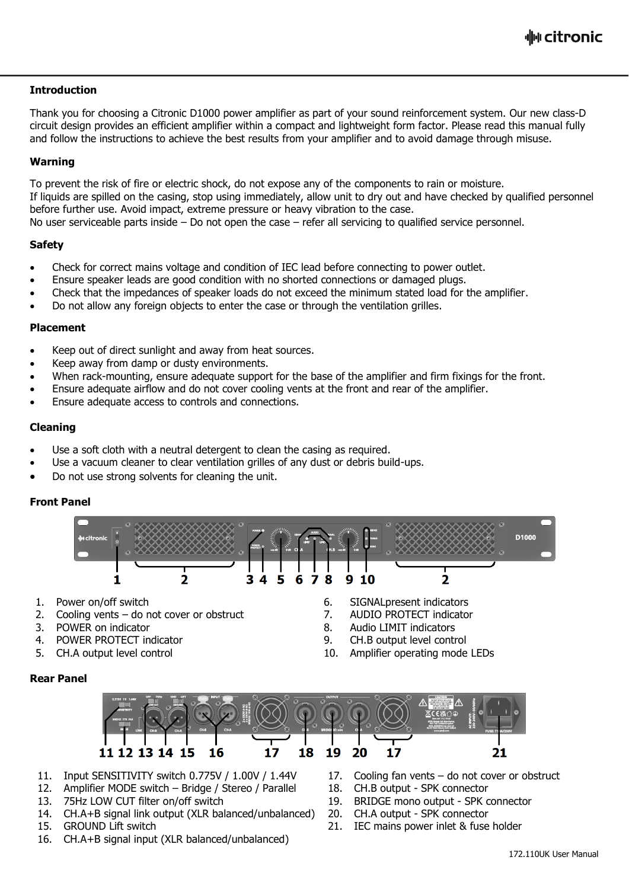## Introduction

Thank you for choosing a Citronic D1000 power amplifier as part of your sound reinforcement system. Our new class-D circuit design provides an efficient amplifier within a compact and lightweight form factor. Please read this manual fully and follow the instructions to achieve the best results from your amplifier and to avoid damage through misuse.

## Warning

To prevent the risk of fire or electric shock, do not expose any of the components to rain or moisture.
If liquids are spilled on the casing, stop using immediately, allow unit to dry out and have checked by qualified personnel before further use. Avoid impact, extreme pressure or heavy vibration to the case.
No user serviceable parts inside – Do not open the case – refer all servicing to qualified service personnel.

## Safety

- Check for correct mains voltage and condition of IEC lead before connecting to power outlet.
- Ensure speaker leads are good condition with no shorted connections or damaged plugs.
- Check that the impedances of speaker loads do not exceed the minimum stated load for the amplifier.
- Do not allow any foreign objects to enter the case or through the ventilation grilles.

## Placement

- Keep out of direct sunlight and away from heat sources.
- Keep away from damp or dusty environments.
- When rack-mounting, ensure adequate support for the base of the amplifier and firm fixings for the front.
- Ensure adequate airflow and do not cover cooling vents at the front and rear of the amplifier.
- Ensure adequate access to controls and connections.

## Cleaning

- Use a soft cloth with a neutral detergent to clean the casing as required.
- Use a vacuum cleaner to clear ventilation grilles of any dust or debris build-ups.
- Do not use strong solvents for cleaning the unit.

## Front Panel

1. Power on/off switch
2. Cooling vents – do not cover or obstruct
3. POWER on indicator
4. POWER PROTECT indicator
5. CH.A output level control
6. SIGNALpresent indicators
7. AUDIO PROTECT indicator
8. Audio LIMIT indicators
9. CH.B output level control
10. Amplifier operating mode LEDs

## Rear Panel

11. Input SENSITIVITY switch 0.775V / 1.00V / 1.44V
12. Amplifier MODE switch – Bridge / Stereo / Parallel
13. 75Hz LOW CUT filter on/off switch
14. CH.A+B signal link output (XLR balanced/unbalanced)
15. GROUND Lift switch
16. CH.A+B signal input (XLR balanced/unbalanced)
17. Cooling fan vents – do not cover or obstruct
18. CH.B output - SPK connector
19. BRIDGE mono output - SPK connector
20. CH.A output - SPK connector
21. IEC mains power inlet & fuse holder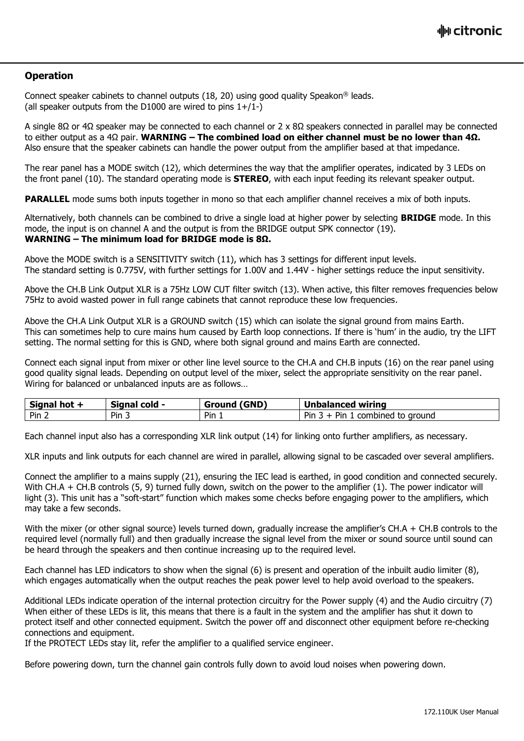## Operation

Connect speaker cabinets to channel outputs (18, 20) using good quality Speakon® leads.
(all speaker outputs from the D1000 are wired to pins 1+/1-)

A single 8Ω or 4Ω speaker may be connected to each channel or 2 x 8Ω speakers connected in parallel may be connected to either output as a 4Ω pair. **WARNING – The combined load on either channel must be no lower than 4Ω.** Also ensure that the speaker cabinets can handle the power output from the amplifier based at that impedance.

The rear panel has a MODE switch (12), which determines the way that the amplifier operates, indicated by 3 LEDs on the front panel (10). The standard operating mode is **STEREO**, with each input feeding its relevant speaker output.

**PARALLEL** mode sums both inputs together in mono so that each amplifier channel receives a mix of both inputs.

Alternatively, both channels can be combined to drive a single load at higher power by selecting **BRIDGE** mode. In this mode, the input is on channel A and the output is from the BRIDGE output SPK connector (19).
**WARNING – The minimum load for BRIDGE mode is 8Ω.**

Above the MODE switch is a SENSITIVITY switch (11), which has 3 settings for different input levels.
The standard setting is 0.775V, with further settings for 1.00V and 1.44V - higher settings reduce the input sensitivity.

Above the CH.B Link Output XLR is a 75Hz LOW CUT filter switch (13). When active, this filter removes frequencies below 75Hz to avoid wasted power in full range cabinets that cannot reproduce these low frequencies.

Above the CH.A Link Output XLR is a GROUND switch (15) which can isolate the signal ground from mains Earth.
This can sometimes help to cure mains hum caused by Earth loop connections. If there is 'hum' in the audio, try the LIFT setting. The normal setting for this is GND, where both signal ground and mains Earth are connected.

Connect each signal input from mixer or other line level source to the CH.A and CH.B inputs (16) on the rear panel using good quality signal leads. Depending on output level of the mixer, select the appropriate sensitivity on the rear panel. Wiring for balanced or unbalanced inputs are as follows…

| Signal hot + | Signal cold - | Ground (GND) | Unbalanced wiring |
|---|---|---|---|
| Pin 2 | Pin 3 | Pin 1 | Pin 3 + Pin 1 combined to ground |

Each channel input also has a corresponding XLR link output (14) for linking onto further amplifiers, as necessary.

XLR inputs and link outputs for each channel are wired in parallel, allowing signal to be cascaded over several amplifiers.

Connect the amplifier to a mains supply (21), ensuring the IEC lead is earthed, in good condition and connected securely. With CH.A + CH.B controls (5, 9) turned fully down, switch on the power to the amplifier (1). The power indicator will light (3). This unit has a "soft-start" function which makes some checks before engaging power to the amplifiers, which may take a few seconds.

With the mixer (or other signal source) levels turned down, gradually increase the amplifier's CH.A + CH.B controls to the required level (normally full) and then gradually increase the signal level from the mixer or sound source until sound can be heard through the speakers and then continue increasing up to the required level.

Each channel has LED indicators to show when the signal (6) is present and operation of the inbuilt audio limiter (8), which engages automatically when the output reaches the peak power level to help avoid overload to the speakers.

Additional LEDs indicate operation of the internal protection circuitry for the Power supply (4) and the Audio circuitry (7) When either of these LEDs is lit, this means that there is a fault in the system and the amplifier has shut it down to protect itself and other connected equipment. Switch the power off and disconnect other equipment before re-checking connections and equipment.
If the PROTECT LEDs stay lit, refer the amplifier to a qualified service engineer.

Before powering down, turn the channel gain controls fully down to avoid loud noises when powering down.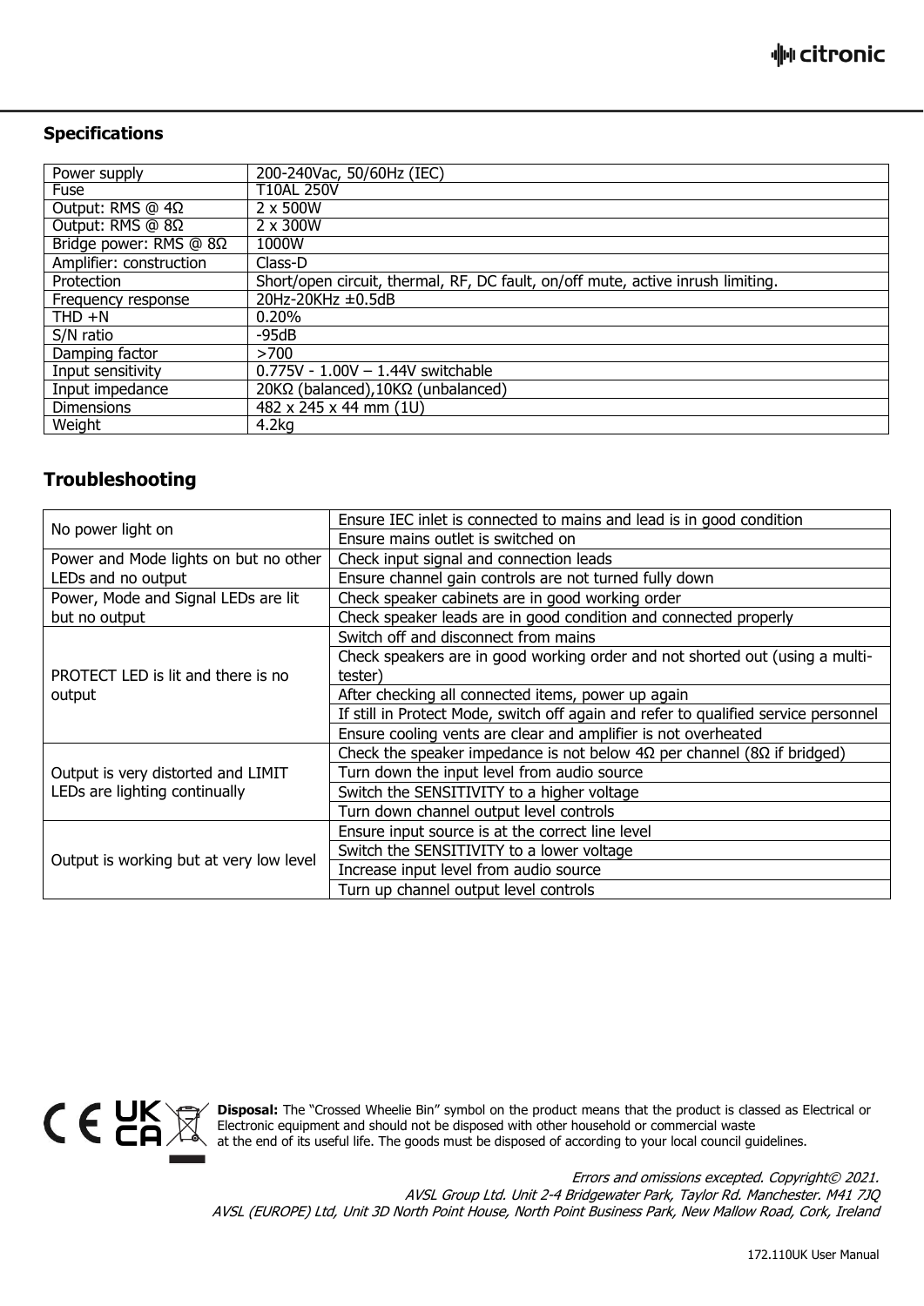## Specifications

| | |
|---|---|
| Power supply | 200-240Vac, 50/60Hz (IEC) |
| Fuse | T10AL 250V |
| Output: RMS @ 4Ω | 2 x 500W |
| Output: RMS @ 8Ω | 2 x 300W |
| Bridge power: RMS @ 8Ω | 1000W |
| Amplifier: construction | Class-D |
| Protection | Short/open circuit, thermal, RF, DC fault, on/off mute, active inrush limiting. |
| Frequency response | 20Hz-20KHz ±0.5dB |
| THD +N | 0.20% |
| S/N ratio | -95dB |
| Damping factor | >700 |
| Input sensitivity | 0.775V - 1.00V – 1.44V switchable |
| Input impedance | 20KΩ (balanced),10KΩ (unbalanced) |
| Dimensions | 482 x 245 x 44 mm (1U) |
| Weight | 4.2kg |

## Troubleshooting

| | |
|---|---|
| No power light on | Ensure IEC inlet is connected to mains and lead is in good condition |
| | Ensure mains outlet is switched on |
| Power and Mode lights on but no other LEDs and no output | Check input signal and connection leads |
| | Ensure channel gain controls are not turned fully down |
| Power, Mode and Signal LEDs are lit but no output | Check speaker cabinets are in good working order |
| | Check speaker leads are in good condition and connected properly |
| PROTECT LED is lit and there is no output | Switch off and disconnect from mains |
| | Check speakers are in good working order and not shorted out (using a multi-tester) |
| | After checking all connected items, power up again |
| | If still in Protect Mode, switch off again and refer to qualified service personnel |
| | Ensure cooling vents are clear and amplifier is not overheated |
| Output is very distorted and LIMIT LEDs are lighting continually | Check the speaker impedance is not below 4Ω per channel (8Ω if bridged) |
| | Turn down the input level from audio source |
| | Switch the SENSITIVITY to a higher voltage |
| | Turn down channel output level controls |
| Output is working but at very low level | Ensure input source is at the correct line level |
| | Switch the SENSITIVITY to a lower voltage |
| | Increase input level from audio source |
| | Turn up channel output level controls |

**Disposal:** The "Crossed Wheelie Bin" symbol on the product means that the product is classed as Electrical or Electronic equipment and should not be disposed with other household or commercial waste at the end of its useful life. The goods must be disposed of according to your local council guidelines.

*Errors and omissions excepted. Copyright© 2021.*
*AVSL Group Ltd. Unit 2-4 Bridgewater Park, Taylor Rd. Manchester. M41 7JQ*
*AVSL (EUROPE) Ltd, Unit 3D North Point House, North Point Business Park, New Mallow Road, Cork, Ireland*

172.110UK User Manual